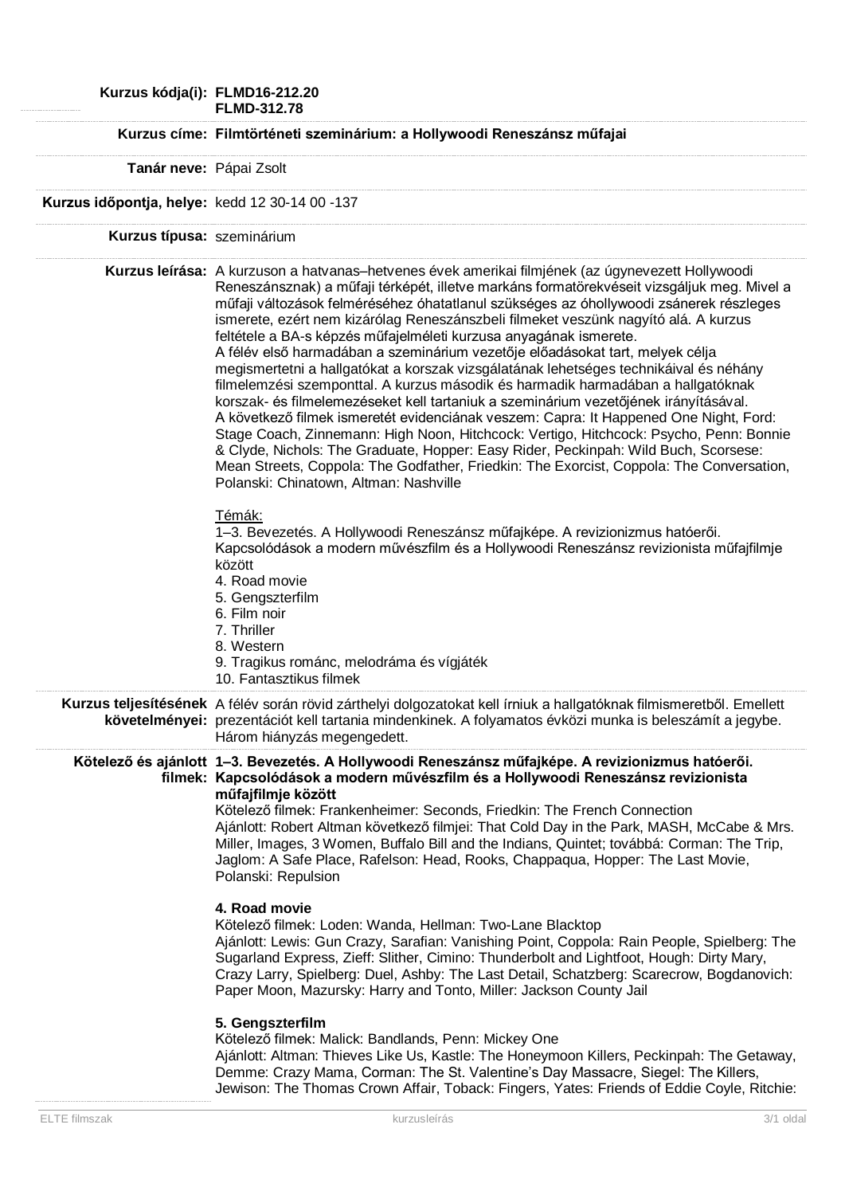**Kurzus kódja(i):** FLMD16-212.20
FLMD-312.78

**Kurzus címe:** Filmtörténeti szeminárium: a Hollywoodi Reneszánsz műfajai

**Tanár neve:** Pápai Zsolt

**Kurzus időpontja, helye:** kedd 12 30-14 00 -137

**Kurzus típusa:** szeminárium

**Kurzus leírása:** A kurzuson a hatvanas–hetvenes évek amerikai filmjének (az úgynevezett Hollywoodi Reneszánsznak) a műfaji térképét, illetve markáns formatörekvéseit vizsgáljuk meg. Mivel a műfaji változások felméréséhez óhatatlanul szükséges az óhollywoodi zsánerek részleges ismerete, ezért nem kizárólag Reneszánszbeli filmeket veszünk nagyító alá. A kurzus feltétele a BA-s képzés műfajelméleti kurzusa anyagának ismerete.
A félév első harmadában a szeminárium vezetője előadásokat tart, melyek célja megismertetni a hallgatókat a korszak vizsgálatának lehetséges technikáival és néhány filmelemzési szemponttal. A kurzus második és harmadik harmadában a hallgatóknak korszak- és filmelemezéseket kell tartaniuk a szeminárium vezetőjének irányításával.
A következő filmek ismeretét evidenciának veszem: Capra: It Happened One Night, Ford: Stage Coach, Zinnemann: High Noon, Hitchcock: Vertigo, Hitchcock: Psycho, Penn: Bonnie & Clyde, Nichols: The Graduate, Hopper: Easy Rider, Peckinpah: Wild Buch, Scorsese: Mean Streets, Coppola: The Godfather, Friedkin: The Exorcist, Coppola: The Conversation, Polanski: Chinatown, Altman: Nashville

Témák:
1–3. Bevezetés. A Hollywoodi Reneszánsz műfajképe. A revizionizmus hatóerői. Kapcsolódások a modern művészfilm és a Hollywoodi Reneszánsz revizionista műfajfilmje között
4. Road movie
5. Gengszterfilm
6. Film noir
7. Thriller
8. Western
9. Tragikus románc, melodráma és vígjáték
10. Fantasztikus filmek

**Kurzus teljesítésének követelményei:** A félév során rövid zárthelyi dolgozatokat kell írniuk a hallgatóknak filmismeretből. Emellett prezentációt kell tartania mindenkinek. A folyamatos évközi munka is beleszámít a jegybe. Három hiányzás megengedett.

**Kötelező és ajánlott filmek:**

**1–3. Bevezetés. A Hollywoodi Reneszánsz műfajképe. A revizionizmus hatóerői. Kapcsolódások a modern művészfilm és a Hollywoodi Reneszánsz revizionista műfajfilmje között**
Kötelező filmek: Frankenheimer: Seconds, Friedkin: The French Connection
Ajánlott: Robert Altman következő filmjei: That Cold Day in the Park, MASH, McCabe & Mrs. Miller, Images, 3 Women, Buffalo Bill and the Indians, Quintet; továbbá: Corman: The Trip, Jaglom: A Safe Place, Rafelson: Head, Rooks, Chappaqua, Hopper: The Last Movie, Polanski: Repulsion

**4. Road movie**
Kötelező filmek: Loden: Wanda, Hellman: Two-Lane Blacktop
Ajánlott: Lewis: Gun Crazy, Sarafian: Vanishing Point, Coppola: Rain People, Spielberg: The Sugarland Express, Zieff: Slither, Cimino: Thunderbolt and Lightfoot, Hough: Dirty Mary, Crazy Larry, Spielberg: Duel, Ashby: The Last Detail, Schatzberg: Scarecrow, Bogdanovich: Paper Moon, Mazursky: Harry and Tonto, Miller: Jackson County Jail

**5. Gengszterfilm**
Kötelező filmek: Malick: Bandlands, Penn: Mickey One
Ajánlott: Altman: Thieves Like Us, Kastle: The Honeymoon Killers, Peckinpah: The Getaway, Demme: Crazy Mama, Corman: The St. Valentine's Day Massacre, Siegel: The Killers, Jewison: The Thomas Crown Affair, Toback: Fingers, Yates: Friends of Eddie Coyle, Ritchie: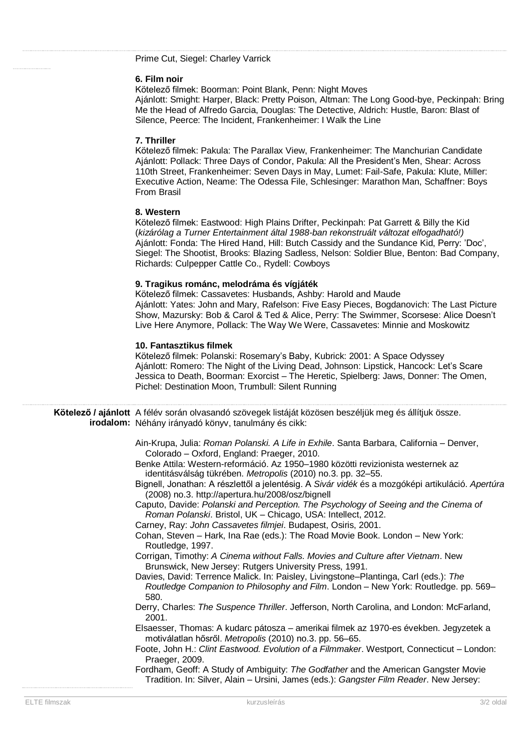Prime Cut, Siegel: Charley Varrick

**6. Film noir**
Kötelező filmek: Boorman: Point Blank, Penn: Night Moves
Ajánlott: Smight: Harper, Black: Pretty Poison, Altman: The Long Good-bye, Peckinpah: Bring Me the Head of Alfredo Garcia, Douglas: The Detective, Aldrich: Hustle, Baron: Blast of Silence, Peerce: The Incident, Frankenheimer: I Walk the Line

**7. Thriller**
Kötelező filmek: Pakula: The Parallax View, Frankenheimer: The Manchurian Candidate
Ajánlott: Pollack: Three Days of Condor, Pakula: All the President's Men, Shear: Across 110th Street, Frankenheimer: Seven Days in May, Lumet: Fail-Safe, Pakula: Klute, Miller: Executive Action, Neame: The Odessa File, Schlesinger: Marathon Man, Schaffner: Boys From Brasil

**8. Western**
Kötelező filmek: Eastwood: High Plains Drifter, Peckinpah: Pat Garrett & Billy the Kid (*kizárólag a Turner Entertainment által 1988-ban rekonstruált változat elfogadható!)*
Ajánlott: Fonda: The Hired Hand, Hill: Butch Cassidy and the Sundance Kid, Perry: 'Doc', Siegel: The Shootist, Brooks: Blazing Sadless, Nelson: Soldier Blue, Benton: Bad Company, Richards: Culpepper Cattle Co., Rydell: Cowboys

**9. Tragikus románc, melodráma és vígjáték**
Kötelező filmek: Cassavetes: Husbands, Ashby: Harold and Maude
Ajánlott: Yates: John and Mary, Rafelson: Five Easy Pieces, Bogdanovich: The Last Picture Show, Mazursky: Bob & Carol & Ted & Alice, Perry: The Swimmer, Scorsese: Alice Doesn't Live Here Anymore, Pollack: The Way We Were, Cassavetes: Minnie and Moskowitz

**10. Fantasztikus filmek**
Kötelező filmek: Polanski: Rosemary's Baby, Kubrick: 2001: A Space Odyssey
Ajánlott: Romero: The Night of the Living Dead, Johnson: Lipstick, Hancock: Let's Scare Jessica to Death, Boorman: Exorcist – The Heretic, Spielberg: Jaws, Donner: The Omen, Pichel: Destination Moon, Trumbull: Silent Running

**Kötelező / ajánlott irodalom:** A félév során olvasandó szövegek listáját közösen beszéljük meg és állítjuk össze. Néhány irányadó könyv, tanulmány és cikk:

- Ain-Krupa, Julia: *Roman Polanski. A Life in Exhile*. Santa Barbara, California – Denver, Colorado – Oxford, England: Praeger, 2010.
- Benke Attila: Western-reformáció. Az 1950–1980 közötti revizionista westernek az identitásválság tükrében. *Metropolis* (2010) no.3. pp. 32–55.
- Bignell, Jonathan: A részlettől a jelentésig. A *Sivár vidék* és a mozgóképi artikuláció. *Apertúra* (2008) no.3. http://apertura.hu/2008/osz/bignell
- Caputo, Davide: *Polanski and Perception. The Psychology of Seeing and the Cinema of Roman Polanski*. Bristol, UK – Chicago, USA: Intellect, 2012.
- Carney, Ray: *John Cassavetes filmjei*. Budapest, Osiris, 2001.
- Cohan, Steven – Hark, Ina Rae (eds.): The Road Movie Book. London – New York: Routledge, 1997.
- Corrigan, Timothy: *A Cinema without Falls. Movies and Culture after Vietnam*. New Brunswick, New Jersey: Rutgers University Press, 1991.
- Davies, David: Terrence Malick. In: Paisley, Livingstone–Plantinga, Carl (eds.): *The Routledge Companion to Philosophy and Film*. London – New York: Routledge. pp. 569–580.
- Derry, Charles: *The Suspence Thriller*. Jefferson, North Carolina, and London: McFarland, 2001.
- Elsaesser, Thomas: A kudarc pátosza – amerikai filmek az 1970-es években. Jegyzetek a motiválatlan hősről. *Metropolis* (2010) no.3. pp. 56–65.
- Foote, John H.: *Clint Eastwood. Evolution of a Filmmaker*. Westport, Connecticut – London: Praeger, 2009.
- Fordham, Geoff: A Study of Ambiguity: *The Godfather* and the American Gangster Movie Tradition. In: Silver, Alain – Ursini, James (eds.): *Gangster Film Reader*. New Jersey: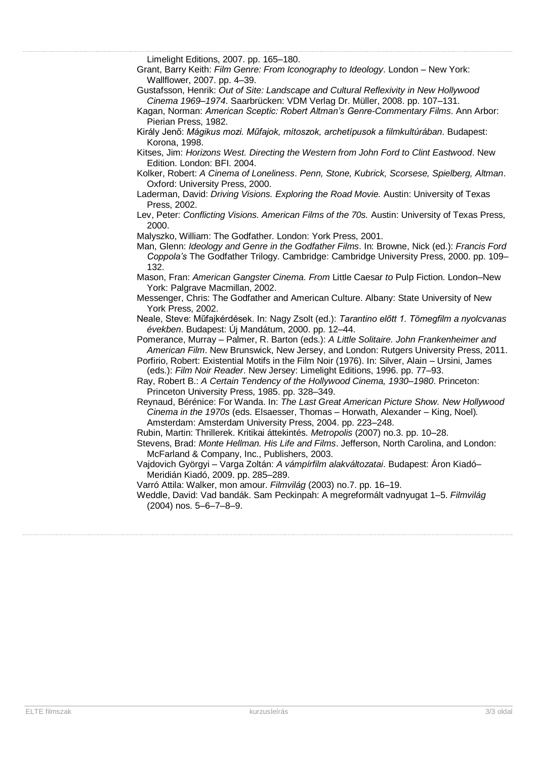Limelight Editions, 2007. pp. 165–180.

Grant, Barry Keith: *Film Genre: From Iconography to Ideology*. London – New York: Wallflower, 2007. pp. 4–39.

Gustafsson, Henrik: *Out of Site: Landscape and Cultural Reflexivity in New Hollywood Cinema 1969–1974*. Saarbrücken: VDM Verlag Dr. Müller, 2008. pp. 107–131.

Kagan, Norman: *American Sceptic: Robert Altman's Genre-Commentary Films*. Ann Arbor: Pierian Press, 1982.

Király Jenő: *Mágikus mozi. Műfajok, mítoszok, archetípusok a filmkultúrában*. Budapest: Korona, 1998.

Kitses, Jim: *Horizons West. Directing the Western from John Ford to Clint Eastwood*. New Edition. London: BFI. 2004.

Kolker, Robert: *A Cinema of Loneliness*. *Penn, Stone, Kubrick, Scorsese, Spielberg, Altman*. Oxford: University Press, 2000.

Laderman, David: *Driving Visions. Exploring the Road Movie.* Austin: University of Texas Press, 2002.

Lev, Peter: *Conflicting Visions. American Films of the 70s.* Austin: University of Texas Press, 2000.

Malyszko, William: The Godfather. London: York Press, 2001.

Man, Glenn: *Ideology and Genre in the Godfather Films*. In: Browne, Nick (ed.): *Francis Ford Coppola's* The Godfather Trilogy. Cambridge: Cambridge University Press, 2000. pp. 109–132.

Mason, Fran: *American Gangster Cinema. From* Little Caesar *to* Pulp Fiction. London–New York: Palgrave Macmillan, 2002.

Messenger, Chris: The Godfather and American Culture. Albany: State University of New York Press, 2002.

Neale, Steve: Műfajkérdések. In: Nagy Zsolt (ed.): *Tarantino előtt 1. Tömegfilm a nyolcvanas években*. Budapest: Új Mandátum, 2000. pp. 12–44.

Pomerance, Murray – Palmer, R. Barton (eds.): *A Little Solitaire. John Frankenheimer and American Film*. New Brunswick, New Jersey, and London: Rutgers University Press, 2011.

Porfirio, Robert: Existential Motifs in the Film Noir (1976). In: Silver, Alain – Ursini, James (eds.): *Film Noir Reader*. New Jersey: Limelight Editions, 1996. pp. 77–93.

Ray, Robert B.: *A Certain Tendency of the Hollywood Cinema, 1930–1980*. Princeton: Princeton University Press, 1985. pp. 328–349.

Reynaud, Bérénice: For Wanda. In: *The Last Great American Picture Show. New Hollywood Cinema in the 1970s* (eds. Elsaesser, Thomas – Horwath, Alexander – King, Noel). Amsterdam: Amsterdam University Press, 2004. pp. 223–248.

Rubin, Martin: Thrillerek. Kritikai áttekintés. *Metropolis* (2007) no.3. pp. 10–28.

Stevens, Brad: *Monte Hellman. His Life and Films*. Jefferson, North Carolina, and London: McFarland & Company, Inc., Publishers, 2003.

Vajdovich Györgyi – Varga Zoltán: *A vámpírfilm alakváltozatai*. Budapest: Áron Kiadó–Meridián Kiadó, 2009. pp. 285–289.

Varró Attila: Walker, mon amour. *Filmvilág* (2003) no.7. pp. 16–19.

Weddle, David: Vad bandák. Sam Peckinpah: A megreformált vadnyugat 1–5. *Filmvilág* (2004) nos. 5–6–7–8–9.